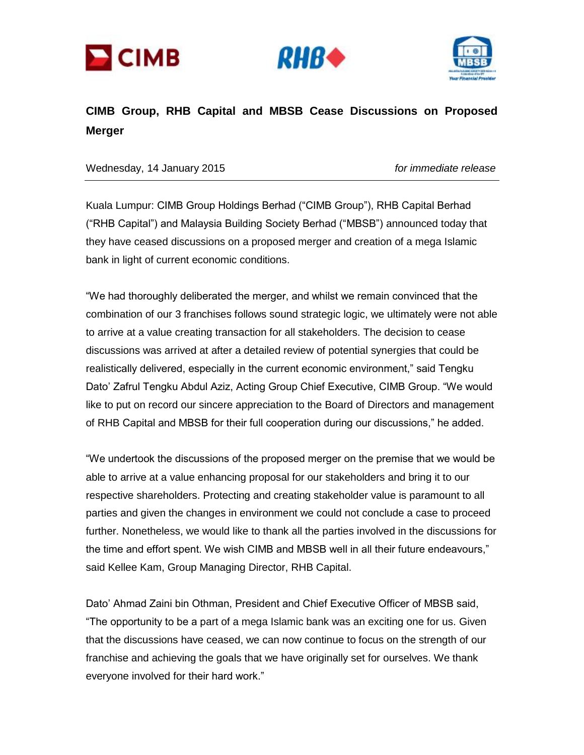# CIMB Group, RHB Capital and MBSB Cease Discussions on Proposed Merger

Wednesday, 14 January 2015 *for immediate release*

Kuala Lumpur: CIMB Group Holdings Berhad ("CIMB Group"), RHB Capital Berhad ("RHB Capital") and Malaysia Building Society Berhad ("MBSB") announced today that they have ceased discussions on a proposed merger and creation of a mega Islamic bank in light of current economic conditions.

"We had thoroughly deliberated the merger, and whilst we remain convinced that the combination of our 3 franchises follows sound strategic logic, we ultimately were not able to arrive at a value creating transaction for all stakeholders. The decision to cease discussions was arrived at after a detailed review of potential synergies that could be realistically delivered, especially in the current economic environment," said Tengku Dato' Zafrul Tengku Abdul Aziz, Acting Group Chief Executive, CIMB Group. "We would like to put on record our sincere appreciation to the Board of Directors and management of RHB Capital and MBSB for their full cooperation during our discussions," he added.

"We undertook the discussions of the proposed merger on the premise that we would be able to arrive at a value enhancing proposal for our stakeholders and bring it to our respective shareholders. Protecting and creating stakeholder value is paramount to all parties and given the changes in environment we could not conclude a case to proceed further. Nonetheless, we would like to thank all the parties involved in the discussions for the time and effort spent. We wish CIMB and MBSB well in all their future endeavours," said Kellee Kam, Group Managing Director, RHB Capital.

Dato' Ahmad Zaini bin Othman, President and Chief Executive Officer of MBSB said, "The opportunity to be a part of a mega Islamic bank was an exciting one for us. Given that the discussions have ceased, we can now continue to focus on the strength of our franchise and achieving the goals that we have originally set for ourselves. We thank everyone involved for their hard work."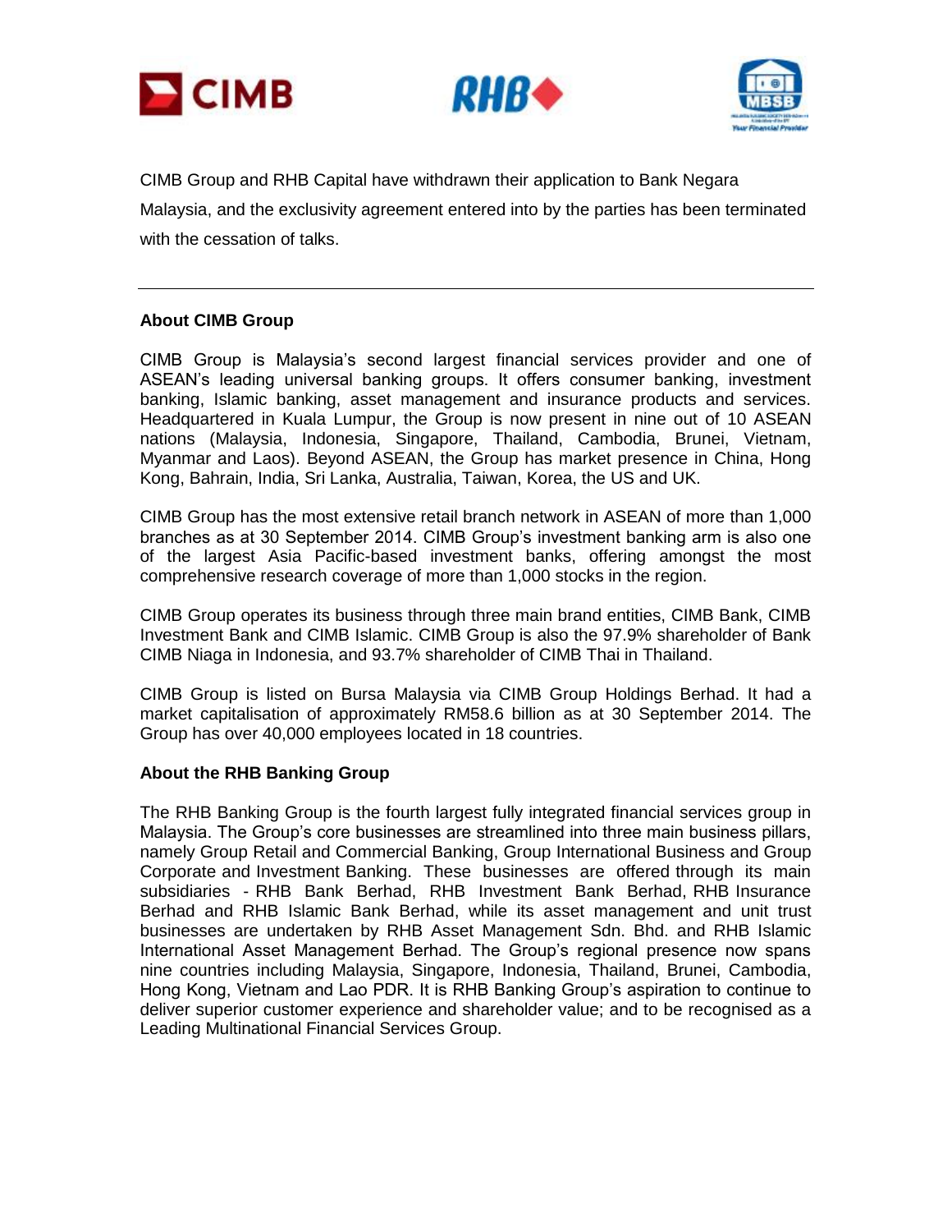CIMB Group and RHB Capital have withdrawn their application to Bank Negara Malaysia, and the exclusivity agreement entered into by the parties has been terminated with the cessation of talks.

---

**About CIMB Group**

CIMB Group is Malaysia's second largest financial services provider and one of ASEAN's leading universal banking groups. It offers consumer banking, investment banking, Islamic banking, asset management and insurance products and services. Headquartered in Kuala Lumpur, the Group is now present in nine out of 10 ASEAN nations (Malaysia, Indonesia, Singapore, Thailand, Cambodia, Brunei, Vietnam, Myanmar and Laos). Beyond ASEAN, the Group has market presence in China, Hong Kong, Bahrain, India, Sri Lanka, Australia, Taiwan, Korea, the US and UK.

CIMB Group has the most extensive retail branch network in ASEAN of more than 1,000 branches as at 30 September 2014. CIMB Group's investment banking arm is also one of the largest Asia Pacific-based investment banks, offering amongst the most comprehensive research coverage of more than 1,000 stocks in the region.

CIMB Group operates its business through three main brand entities, CIMB Bank, CIMB Investment Bank and CIMB Islamic. CIMB Group is also the 97.9% shareholder of Bank CIMB Niaga in Indonesia, and 93.7% shareholder of CIMB Thai in Thailand.

CIMB Group is listed on Bursa Malaysia via CIMB Group Holdings Berhad. It had a market capitalisation of approximately RM58.6 billion as at 30 September 2014. The Group has over 40,000 employees located in 18 countries.

**About the RHB Banking Group**

The RHB Banking Group is the fourth largest fully integrated financial services group in Malaysia. The Group's core businesses are streamlined into three main business pillars, namely Group Retail and Commercial Banking, Group International Business and Group Corporate and Investment Banking. These businesses are offered through its main subsidiaries - RHB Bank Berhad, RHB Investment Bank Berhad, RHB Insurance Berhad and RHB Islamic Bank Berhad, while its asset management and unit trust businesses are undertaken by RHB Asset Management Sdn. Bhd. and RHB Islamic International Asset Management Berhad. The Group's regional presence now spans nine countries including Malaysia, Singapore, Indonesia, Thailand, Brunei, Cambodia, Hong Kong, Vietnam and Lao PDR. It is RHB Banking Group's aspiration to continue to deliver superior customer experience and shareholder value; and to be recognised as a Leading Multinational Financial Services Group.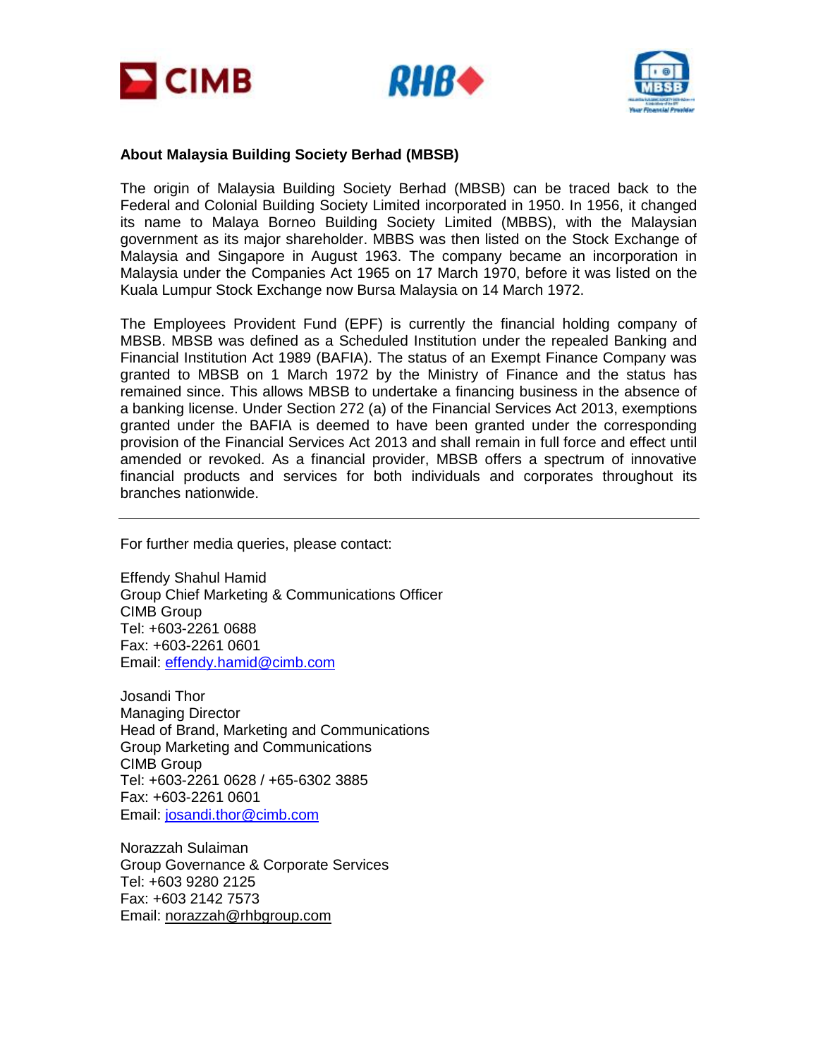**About Malaysia Building Society Berhad (MBSB)**

The origin of Malaysia Building Society Berhad (MBSB) can be traced back to the Federal and Colonial Building Society Limited incorporated in 1950. In 1956, it changed its name to Malaya Borneo Building Society Limited (MBBS), with the Malaysian government as its major shareholder. MBBS was then listed on the Stock Exchange of Malaysia and Singapore in August 1963. The company became an incorporation in Malaysia under the Companies Act 1965 on 17 March 1970, before it was listed on the Kuala Lumpur Stock Exchange now Bursa Malaysia on 14 March 1972.

The Employees Provident Fund (EPF) is currently the financial holding company of MBSB. MBSB was defined as a Scheduled Institution under the repealed Banking and Financial Institution Act 1989 (BAFIA). The status of an Exempt Finance Company was granted to MBSB on 1 March 1972 by the Ministry of Finance and the status has remained since. This allows MBSB to undertake a financing business in the absence of a banking license. Under Section 272 (a) of the Financial Services Act 2013, exemptions granted under the BAFIA is deemed to have been granted under the corresponding provision of the Financial Services Act 2013 and shall remain in full force and effect until amended or revoked. As a financial provider, MBSB offers a spectrum of innovative financial products and services for both individuals and corporates throughout its branches nationwide.

---

For further media queries, please contact:

Effendy Shahul Hamid
Group Chief Marketing & Communications Officer
CIMB Group
Tel: +603-2261 0688
Fax: +603-2261 0601
Email: effendy.hamid@cimb.com

Josandi Thor
Managing Director
Head of Brand, Marketing and Communications
Group Marketing and Communications
CIMB Group
Tel: +603-2261 0628 / +65-6302 3885
Fax: +603-2261 0601
Email: josandi.thor@cimb.com

Norazzah Sulaiman
Group Governance & Corporate Services
Tel: +603 9280 2125
Fax: +603 2142 7573
Email: norazzah@rhbgroup.com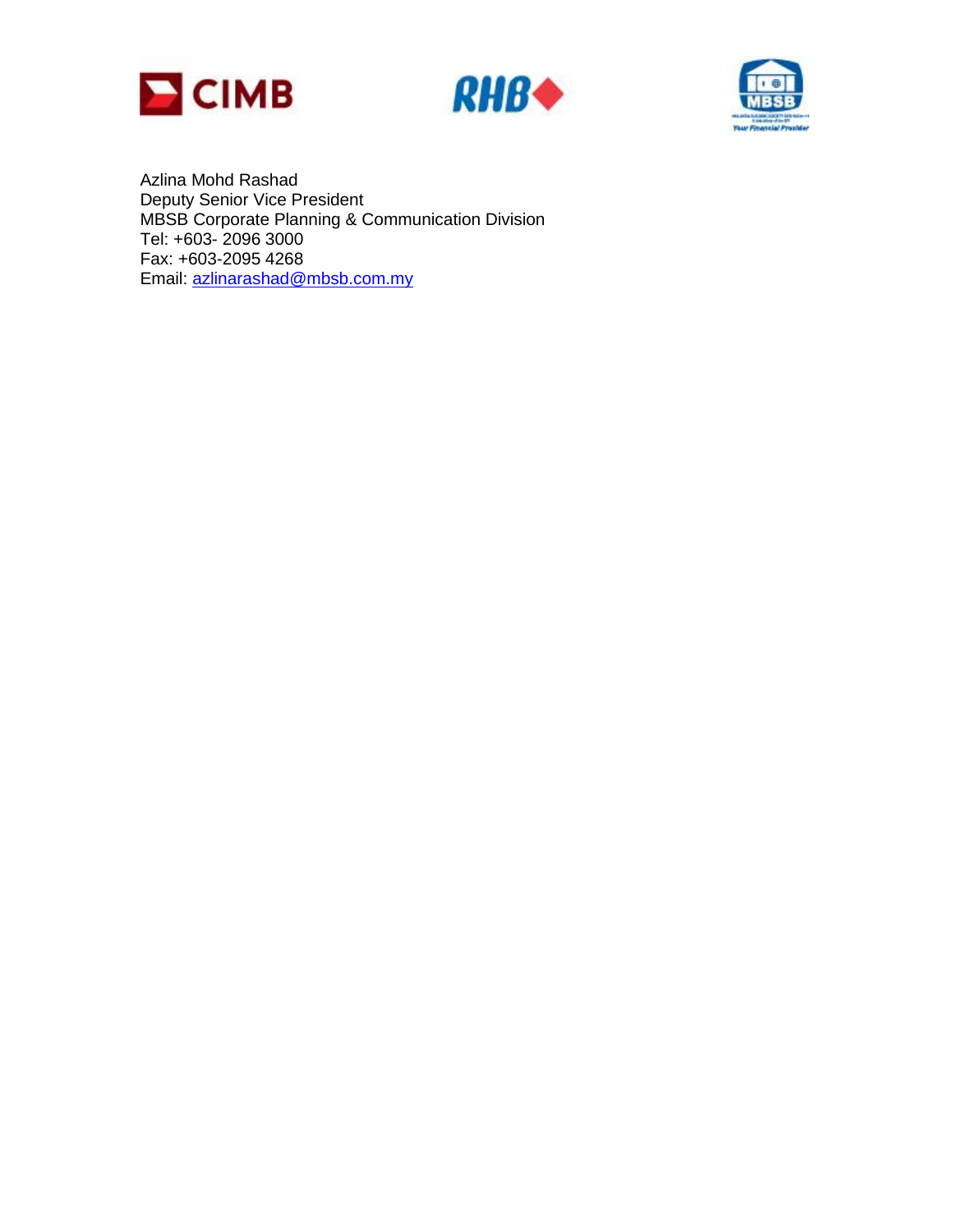Azlina Mohd Rashad
Deputy Senior Vice President
MBSB Corporate Planning & Communication Division
Tel: +603- 2096 3000
Fax: +603-2095 4268
Email: azlinarashad@mbsb.com.my